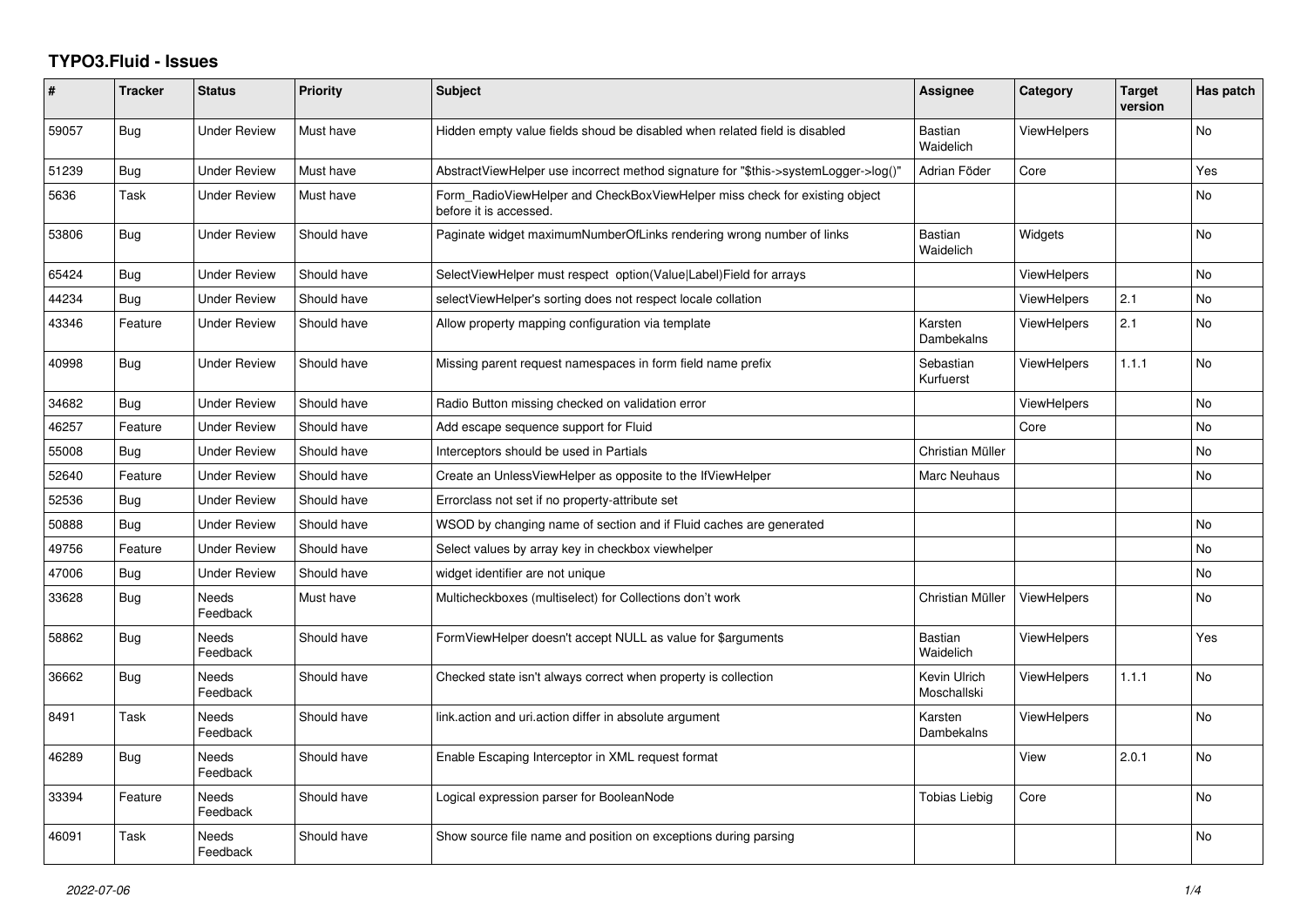# TYPO3.Fluid - Issues

| # | Tracker | Status | Priority | Subject | Assignee | Category | Target version | Has patch |
|---|---|---|---|---|---|---|---|---|
| 59057 | Bug | Under Review | Must have | Hidden empty value fields shoud be disabled when related field is disabled | Bastian Waidelich | ViewHelpers | | No |
| 51239 | Bug | Under Review | Must have | AbstractViewHelper use incorrect method signature for "$this->systemLogger->log()" | Adrian Föder | Core | | Yes |
| 5636 | Task | Under Review | Must have | Form_RadioViewHelper and CheckBoxViewHelper miss check for existing object before it is accessed. | | | | No |
| 53806 | Bug | Under Review | Should have | Paginate widget maximumNumberOfLinks rendering wrong number of links | Bastian Waidelich | Widgets | | No |
| 65424 | Bug | Under Review | Should have | SelectViewHelper must respect option(Value\|Label)Field for arrays | | ViewHelpers | | No |
| 44234 | Bug | Under Review | Should have | selectViewHelper's sorting does not respect locale collation | | ViewHelpers | 2.1 | No |
| 43346 | Feature | Under Review | Should have | Allow property mapping configuration via template | Karsten Dambekalns | ViewHelpers | 2.1 | No |
| 40998 | Bug | Under Review | Should have | Missing parent request namespaces in form field name prefix | Sebastian Kurfuerst | ViewHelpers | 1.1.1 | No |
| 34682 | Bug | Under Review | Should have | Radio Button missing checked on validation error | | ViewHelpers | | No |
| 46257 | Feature | Under Review | Should have | Add escape sequence support for Fluid | | Core | | No |
| 55008 | Bug | Under Review | Should have | Interceptors should be used in Partials | Christian Müller | | | No |
| 52640 | Feature | Under Review | Should have | Create an UnlessViewHelper as opposite to the IfViewHelper | Marc Neuhaus | | | No |
| 52536 | Bug | Under Review | Should have | Errorclass not set if no property-attribute set | | | | |
| 50888 | Bug | Under Review | Should have | WSOD by changing name of section and if Fluid caches are generated | | | | No |
| 49756 | Feature | Under Review | Should have | Select values by array key in checkbox viewhelper | | | | No |
| 47006 | Bug | Under Review | Should have | widget identifier are not unique | | | | No |
| 33628 | Bug | Needs Feedback | Must have | Multicheckboxes (multiselect) for Collections don't work | Christian Müller | ViewHelpers | | No |
| 58862 | Bug | Needs Feedback | Should have | FormViewHelper doesn't accept NULL as value for $arguments | Bastian Waidelich | ViewHelpers | | Yes |
| 36662 | Bug | Needs Feedback | Should have | Checked state isn't always correct when property is collection | Kevin Ulrich Moschallski | ViewHelpers | 1.1.1 | No |
| 8491 | Task | Needs Feedback | Should have | link.action and uri.action differ in absolute argument | Karsten Dambekalns | ViewHelpers | | No |
| 46289 | Bug | Needs Feedback | Should have | Enable Escaping Interceptor in XML request format | | View | 2.0.1 | No |
| 33394 | Feature | Needs Feedback | Should have | Logical expression parser for BooleanNode | Tobias Liebig | Core | | No |
| 46091 | Task | Needs Feedback | Should have | Show source file name and position on exceptions during parsing | | | | No |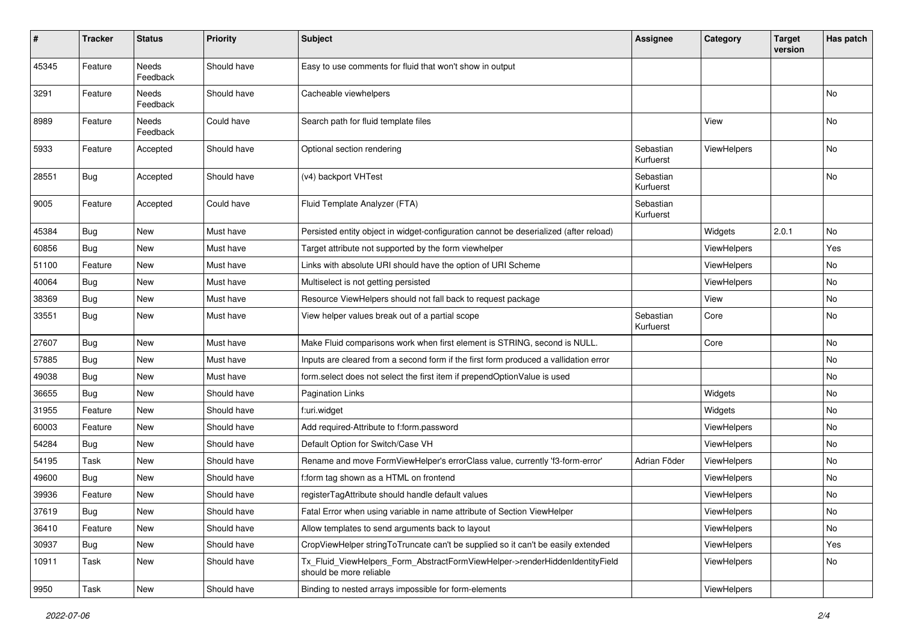| # | Tracker | Status | Priority | Subject | Assignee | Category | Target version | Has patch |
|---|---|---|---|---|---|---|---|---|
| 45345 | Feature | Needs Feedback | Should have | Easy to use comments for fluid that won't show in output | | | | |
| 3291 | Feature | Needs Feedback | Should have | Cacheable viewhelpers | | | | No |
| 8989 | Feature | Needs Feedback | Could have | Search path for fluid template files | | View | | No |
| 5933 | Feature | Accepted | Should have | Optional section rendering | Sebastian Kurfuerst | ViewHelpers | | No |
| 28551 | Bug | Accepted | Should have | (v4) backport VHTest | Sebastian Kurfuerst | | | No |
| 9005 | Feature | Accepted | Could have | Fluid Template Analyzer (FTA) | Sebastian Kurfuerst | | | |
| 45384 | Bug | New | Must have | Persisted entity object in widget-configuration cannot be deserialized (after reload) | | Widgets | 2.0.1 | No |
| 60856 | Bug | New | Must have | Target attribute not supported by the form viewhelper | | ViewHelpers | | Yes |
| 51100 | Feature | New | Must have | Links with absolute URI should have the option of URI Scheme | | ViewHelpers | | No |
| 40064 | Bug | New | Must have | Multiselect is not getting persisted | | ViewHelpers | | No |
| 38369 | Bug | New | Must have | Resource ViewHelpers should not fall back to request package | | View | | No |
| 33551 | Bug | New | Must have | View helper values break out of a partial scope | Sebastian Kurfuerst | Core | | No |
| 27607 | Bug | New | Must have | Make Fluid comparisons work when first element is STRING, second is NULL. | | Core | | No |
| 57885 | Bug | New | Must have | Inputs are cleared from a second form if the first form produced a vallidation error | | | | No |
| 49038 | Bug | New | Must have | form.select does not select the first item if prependOptionValue is used | | | | No |
| 36655 | Bug | New | Should have | Pagination Links | | Widgets | | No |
| 31955 | Feature | New | Should have | f:uri.widget | | Widgets | | No |
| 60003 | Feature | New | Should have | Add required-Attribute to f:form.password | | ViewHelpers | | No |
| 54284 | Bug | New | Should have | Default Option for Switch/Case VH | | ViewHelpers | | No |
| 54195 | Task | New | Should have | Rename and move FormViewHelper's errorClass value, currently 'f3-form-error' | Adrian Föder | ViewHelpers | | No |
| 49600 | Bug | New | Should have | f:form tag shown as a HTML on frontend | | ViewHelpers | | No |
| 39936 | Feature | New | Should have | registerTagAttribute should handle default values | | ViewHelpers | | No |
| 37619 | Bug | New | Should have | Fatal Error when using variable in name attribute of Section ViewHelper | | ViewHelpers | | No |
| 36410 | Feature | New | Should have | Allow templates to send arguments back to layout | | ViewHelpers | | No |
| 30937 | Bug | New | Should have | CropViewHelper stringToTruncate can't be supplied so it can't be easily extended | | ViewHelpers | | Yes |
| 10911 | Task | New | Should have | Tx_Fluid_ViewHelpers_Form_AbstractFormViewHelper->renderHiddenIdentityField should be more reliable | | ViewHelpers | | No |
| 9950 | Task | New | Should have | Binding to nested arrays impossible for form-elements | | ViewHelpers | | |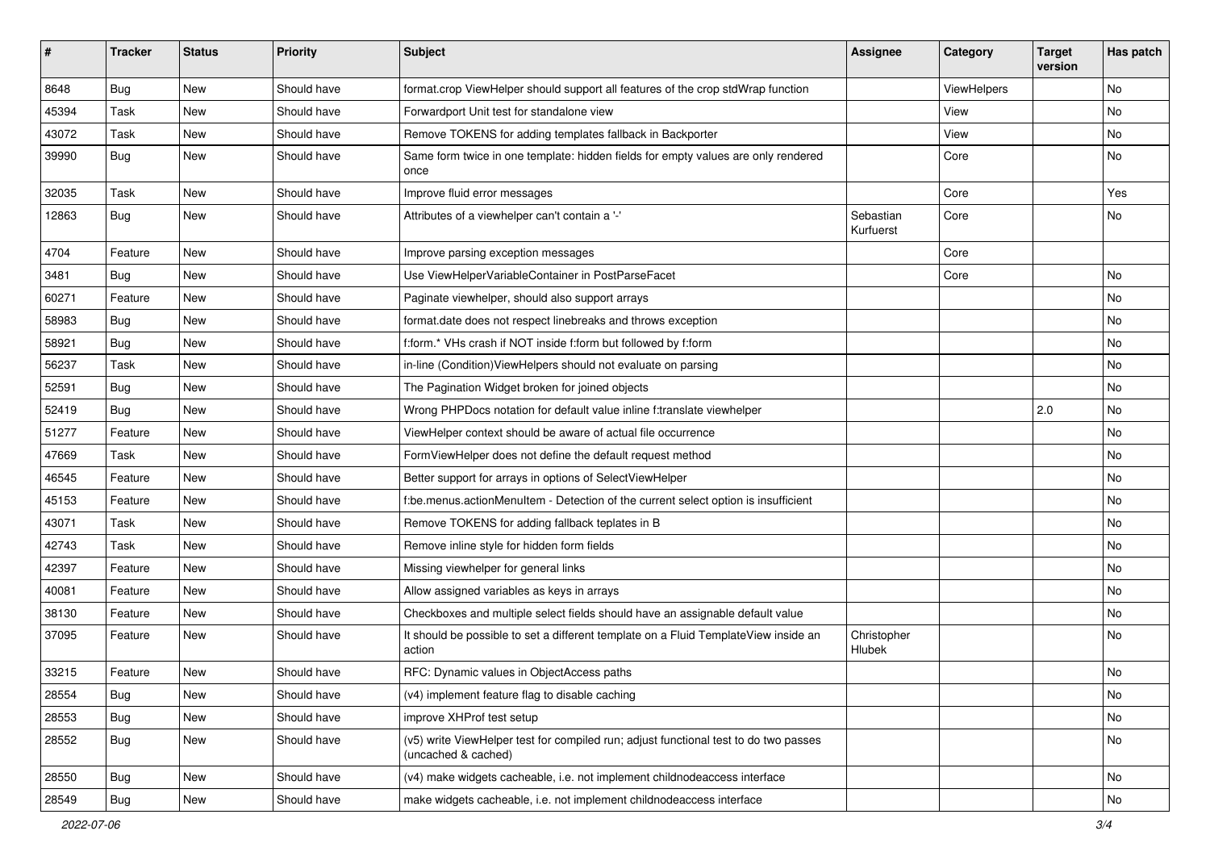| # | Tracker | Status | Priority | Subject | Assignee | Category | Target version | Has patch |
|---|---|---|---|---|---|---|---|---|
| 8648 | Bug | New | Should have | format.crop ViewHelper should support all features of the crop stdWrap function | | ViewHelpers | | No |
| 45394 | Task | New | Should have | Forwardport Unit test for standalone view | | View | | No |
| 43072 | Task | New | Should have | Remove TOKENS for adding templates fallback in Backporter | | View | | No |
| 39990 | Bug | New | Should have | Same form twice in one template: hidden fields for empty values are only rendered once | | Core | | No |
| 32035 | Task | New | Should have | Improve fluid error messages | | Core | | Yes |
| 12863 | Bug | New | Should have | Attributes of a viewhelper can't contain a '-' | Sebastian Kurfuerst | Core | | No |
| 4704 | Feature | New | Should have | Improve parsing exception messages | | Core | | |
| 3481 | Bug | New | Should have | Use ViewHelperVariableContainer in PostParseFacet | | Core | | No |
| 60271 | Feature | New | Should have | Paginate viewhelper, should also support arrays | | | | No |
| 58983 | Bug | New | Should have | format.date does not respect linebreaks and throws exception | | | | No |
| 58921 | Bug | New | Should have | f:form.* VHs crash if NOT inside f:form but followed by f:form | | | | No |
| 56237 | Task | New | Should have | in-line (Condition)ViewHelpers should not evaluate on parsing | | | | No |
| 52591 | Bug | New | Should have | The Pagination Widget broken for joined objects | | | | No |
| 52419 | Bug | New | Should have | Wrong PHPDocs notation for default value inline f:translate viewhelper | | | 2.0 | No |
| 51277 | Feature | New | Should have | ViewHelper context should be aware of actual file occurrence | | | | No |
| 47669 | Task | New | Should have | FormViewHelper does not define the default request method | | | | No |
| 46545 | Feature | New | Should have | Better support for arrays in options of SelectViewHelper | | | | No |
| 45153 | Feature | New | Should have | f:be.menus.actionMenuItem - Detection of the current select option is insufficient | | | | No |
| 43071 | Task | New | Should have | Remove TOKENS for adding fallback teplates in B | | | | No |
| 42743 | Task | New | Should have | Remove inline style for hidden form fields | | | | No |
| 42397 | Feature | New | Should have | Missing viewhelper for general links | | | | No |
| 40081 | Feature | New | Should have | Allow assigned variables as keys in arrays | | | | No |
| 38130 | Feature | New | Should have | Checkboxes and multiple select fields should have an assignable default value | | | | No |
| 37095 | Feature | New | Should have | It should be possible to set a different template on a Fluid TemplateView inside an action | Christopher Hlubek | | | No |
| 33215 | Feature | New | Should have | RFC: Dynamic values in ObjectAccess paths | | | | No |
| 28554 | Bug | New | Should have | (v4) implement feature flag to disable caching | | | | No |
| 28553 | Bug | New | Should have | improve XHProf test setup | | | | No |
| 28552 | Bug | New | Should have | (v5) write ViewHelper test for compiled run; adjust functional test to do two passes (uncached & cached) | | | | No |
| 28550 | Bug | New | Should have | (v4) make widgets cacheable, i.e. not implement childnodeaccess interface | | | | No |
| 28549 | Bug | New | Should have | make widgets cacheable, i.e. not implement childnodeaccess interface | | | | No |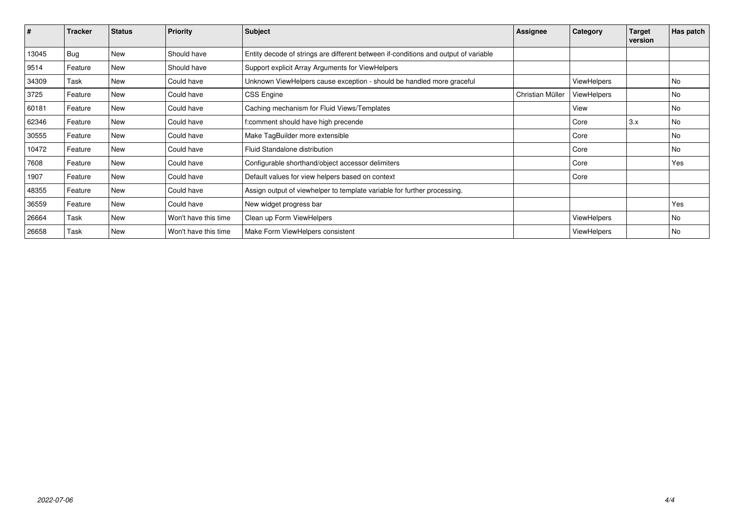| # | Tracker | Status | Priority | Subject | Assignee | Category | Target version | Has patch |
|---|---|---|---|---|---|---|---|---|
| 13045 | Bug | New | Should have | Entity decode of strings are different between if-conditions and output of variable | | | | |
| 9514 | Feature | New | Should have | Support explicit Array Arguments for ViewHelpers | | | | |
| 34309 | Task | New | Could have | Unknown ViewHelpers cause exception - should be handled more graceful | | ViewHelpers | | No |
| 3725 | Feature | New | Could have | CSS Engine | Christian Müller | ViewHelpers | | No |
| 60181 | Feature | New | Could have | Caching mechanism for Fluid Views/Templates | | View | | No |
| 62346 | Feature | New | Could have | f:comment should have high precende | | Core | 3.x | No |
| 30555 | Feature | New | Could have | Make TagBuilder more extensible | | Core | | No |
| 10472 | Feature | New | Could have | Fluid Standalone distribution | | Core | | No |
| 7608 | Feature | New | Could have | Configurable shorthand/object accessor delimiters | | Core | | Yes |
| 1907 | Feature | New | Could have | Default values for view helpers based on context | | Core | | |
| 48355 | Feature | New | Could have | Assign output of viewhelper to template variable for further processing. | | | | |
| 36559 | Feature | New | Could have | New widget progress bar | | | | Yes |
| 26664 | Task | New | Won't have this time | Clean up Form ViewHelpers | | ViewHelpers | | No |
| 26658 | Task | New | Won't have this time | Make Form ViewHelpers consistent | | ViewHelpers | | No |

2022-07-06